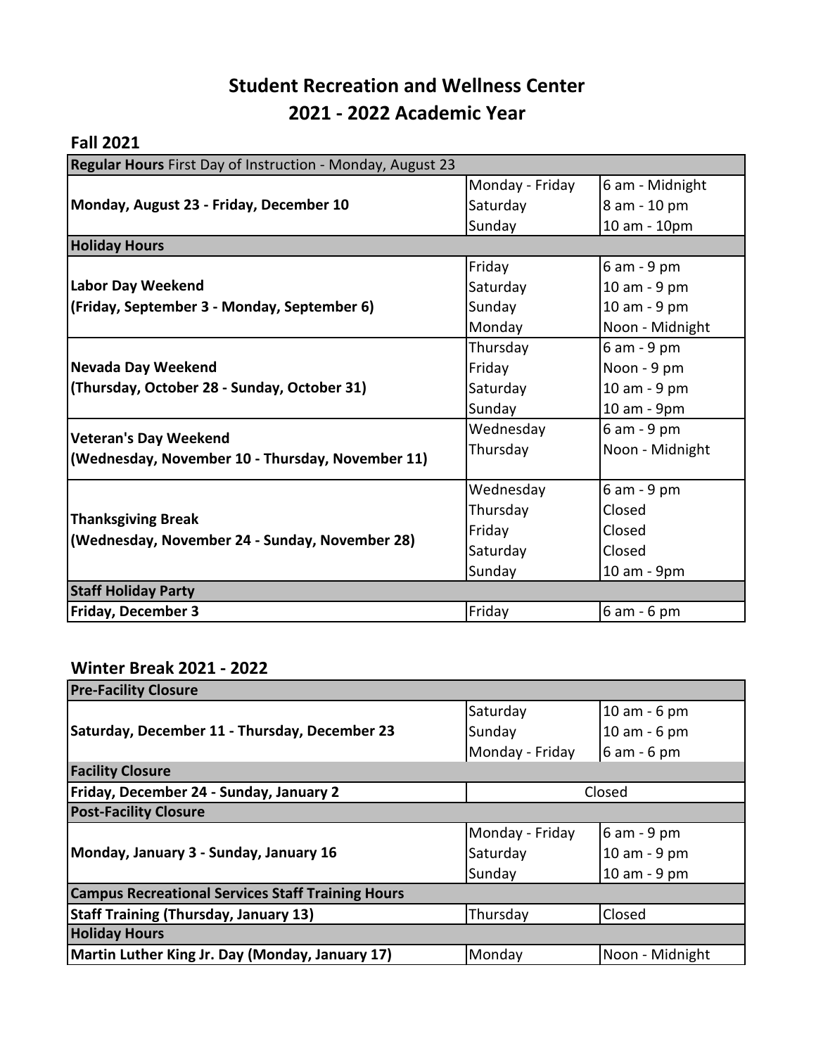# Student Recreation and Wellness Center
# 2021 - 2022 Academic Year

## Fall 2021

| **Regular Hours** First Day of Instruction - Monday, August 23 | | |
|---|---|---|
| **Monday, August 23 - Friday, December 10** | Monday - Friday | 6 am - Midnight |
| | Saturday | 8 am - 10 pm |
| | Sunday | 10 am - 10pm |
| **Holiday Hours** | | |
| **Labor Day Weekend (Friday, September 3 - Monday, September 6)** | Friday | 6 am - 9 pm |
| | Saturday | 10 am - 9 pm |
| | Sunday | 10 am - 9 pm |
| | Monday | Noon - Midnight |
| **Nevada Day Weekend (Thursday, October 28 - Sunday, October 31)** | Thursday | 6 am - 9 pm |
| | Friday | Noon - 9 pm |
| | Saturday | 10 am - 9 pm |
| | Sunday | 10 am - 9pm |
| **Veteran's Day Weekend (Wednesday, November 10 - Thursday, November 11)** | Wednesday | 6 am - 9 pm |
| | Thursday | Noon - Midnight |
| **Thanksgiving Break (Wednesday, November 24 - Sunday, November 28)** | Wednesday | 6 am - 9 pm |
| | Thursday | Closed |
| | Friday | Closed |
| | Saturday | Closed |
| | Sunday | 10 am - 9pm |
| **Staff Holiday Party** | | |
| **Friday, December 3** | Friday | 6 am - 6 pm |

## Winter Break 2021 - 2022

| **Pre-Facility Closure** | | |
|---|---|---|
| **Saturday, December 11 - Thursday, December 23** | Saturday | 10 am - 6 pm |
| | Sunday | 10 am - 6 pm |
| | Monday - Friday | 6 am - 6 pm |
| **Facility Closure** | | |
| **Friday, December 24 - Sunday, January 2** | Closed | |
| **Post-Facility Closure** | | |
| **Monday, January 3 - Sunday, January 16** | Monday - Friday | 6 am - 9 pm |
| | Saturday | 10 am - 9 pm |
| | Sunday | 10 am - 9 pm |
| **Campus Recreational Services Staff Training Hours** | | |
| **Staff Training (Thursday, January 13)** | Thursday | Closed |
| **Holiday Hours** | | |
| **Martin Luther King Jr. Day (Monday, January 17)** | Monday | Noon - Midnight |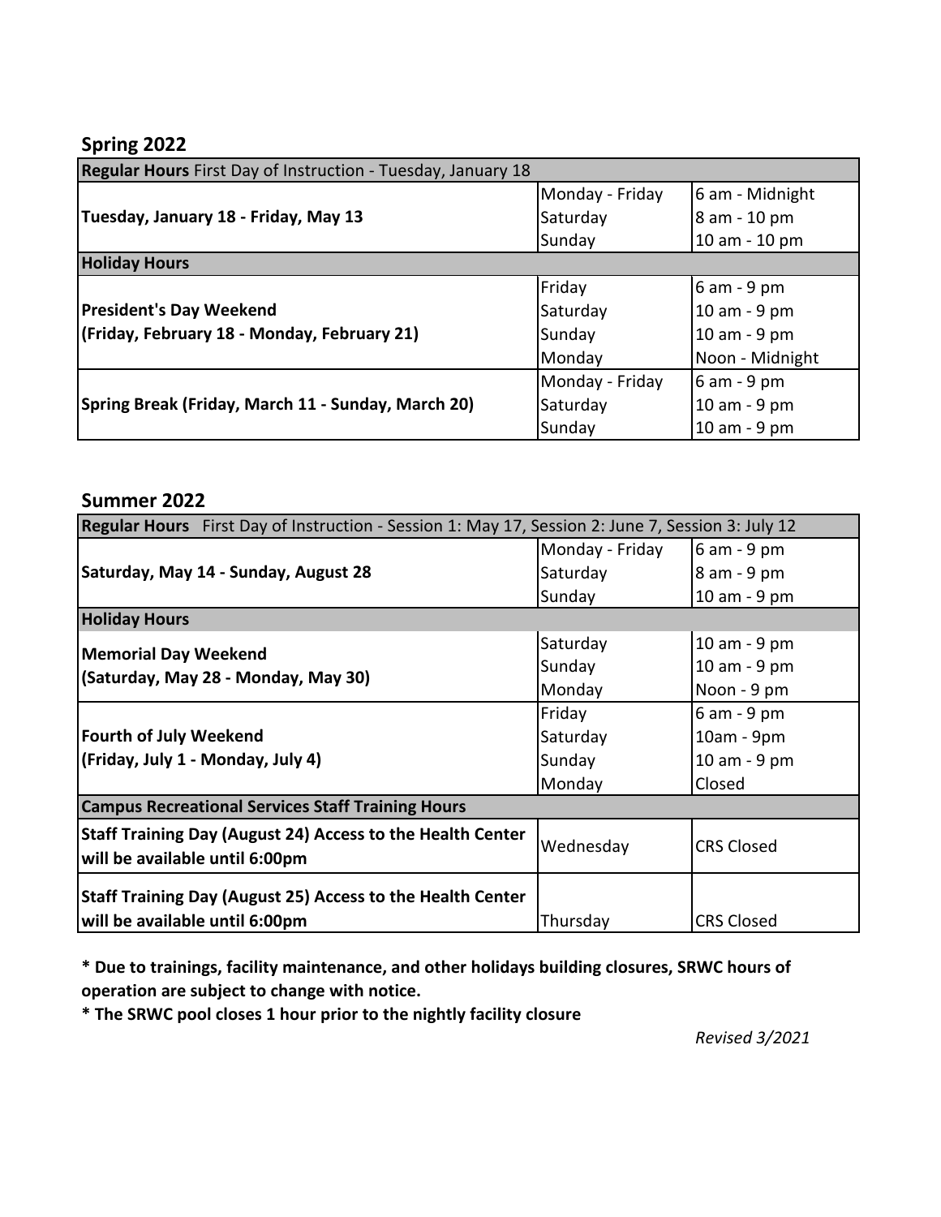## Spring 2022

| **Regular Hours** First Day of Instruction - Tuesday, January 18 | | |
|---|---|---|
| **Tuesday, January 18 - Friday, May 13** | Monday - Friday | 6 am - Midnight |
| | Saturday | 8 am - 10 pm |
| | Sunday | 10 am - 10 pm |
| **Holiday Hours** | | |
| **President's Day Weekend (Friday, February 18 - Monday, February 21)** | Friday | 6 am - 9 pm |
| | Saturday | 10 am - 9 pm |
| | Sunday | 10 am - 9 pm |
| | Monday | Noon - Midnight |
| **Spring Break (Friday, March 11 - Sunday, March 20)** | Monday - Friday | 6 am - 9 pm |
| | Saturday | 10 am - 9 pm |
| | Sunday | 10 am - 9 pm |

## Summer 2022

| **Regular Hours** First Day of Instruction - Session 1: May 17, Session 2: June 7, Session 3: July 12 | | |
|---|---|---|
| **Saturday, May 14 - Sunday, August 28** | Monday - Friday | 6 am - 9 pm |
| | Saturday | 8 am - 9 pm |
| | Sunday | 10 am - 9 pm |
| **Holiday Hours** | | |
| **Memorial Day Weekend (Saturday, May 28 - Monday, May 30)** | Saturday | 10 am - 9 pm |
| | Sunday | 10 am - 9 pm |
| | Monday | Noon - 9 pm |
| **Fourth of July Weekend (Friday, July 1 - Monday, July 4)** | Friday | 6 am - 9 pm |
| | Saturday | 10am - 9pm |
| | Sunday | 10 am - 9 pm |
| | Monday | Closed |
| **Campus Recreational Services Staff Training Hours** | | |
| **Staff Training Day (August 24) Access to the Health Center will be available until 6:00pm** | Wednesday | CRS Closed |
| **Staff Training Day (August 25) Access to the Health Center will be available until 6:00pm** | Thursday | CRS Closed |

**\* Due to trainings, facility maintenance, and other holidays building closures, SRWC hours of operation are subject to change with notice.**

**\* The SRWC pool closes 1 hour prior to the nightly facility closure**

*Revised 3/2021*